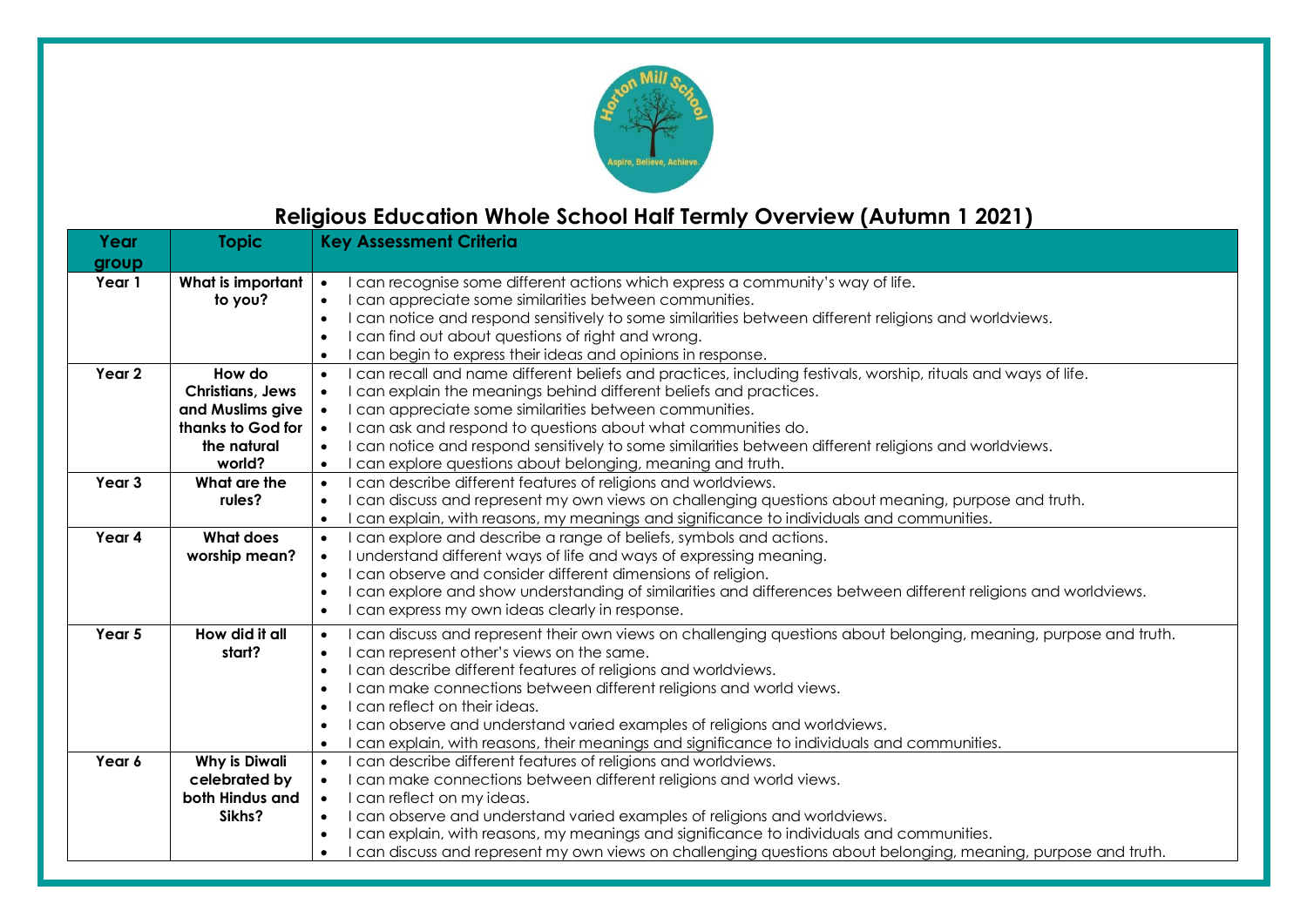# Religious Education Whole School Half Termly Overview (Autumn 1 2021)

| Year group | Topic | Key Assessment Criteria |
| --- | --- | --- |
| Year 1 | What is important to you? | • I can recognise some different actions which express a community's way of life.<br>• I can appreciate some similarities between communities.<br>• I can notice and respond sensitively to some similarities between different religions and worldviews.<br>• I can find out about questions of right and wrong.<br>• I can begin to express their ideas and opinions in response. |
| Year 2 | How do Christians, Jews and Muslims give thanks to God for the natural world? | • I can recall and name different beliefs and practices, including festivals, worship, rituals and ways of life.<br>• I can explain the meanings behind different beliefs and practices.<br>• I can appreciate some similarities between communities.<br>• I can ask and respond to questions about what communities do.<br>• I can notice and respond sensitively to some similarities between different religions and worldviews.<br>• I can explore questions about belonging, meaning and truth. |
| Year 3 | What are the rules? | • I can describe different features of religions and worldviews.<br>• I can discuss and represent my own views on challenging questions about meaning, purpose and truth.<br>• I can explain, with reasons, my meanings and significance to individuals and communities. |
| Year 4 | What does worship mean? | • I can explore and describe a range of beliefs, symbols and actions.<br>• I understand different ways of life and ways of expressing meaning.<br>• I can observe and consider different dimensions of religion.<br>• I can explore and show understanding of similarities and differences between different religions and worldviews.<br>• I can express my own ideas clearly in response. |
| Year 5 | How did it all start? | • I can discuss and represent their own views on challenging questions about belonging, meaning, purpose and truth.<br>• I can represent other's views on the same.<br>• I can describe different features of religions and worldviews.<br>• I can make connections between different religions and world views.<br>• I can reflect on their ideas.<br>• I can observe and understand varied examples of religions and worldviews.<br>• I can explain, with reasons, their meanings and significance to individuals and communities. |
| Year 6 | Why is Diwali celebrated by both Hindus and Sikhs? | • I can describe different features of religions and worldviews.<br>• I can make connections between different religions and world views.<br>• I can reflect on my ideas.<br>• I can observe and understand varied examples of religions and worldviews.<br>• I can explain, with reasons, my meanings and significance to individuals and communities.<br>• I can discuss and represent my own views on challenging questions about belonging, meaning, purpose and truth. |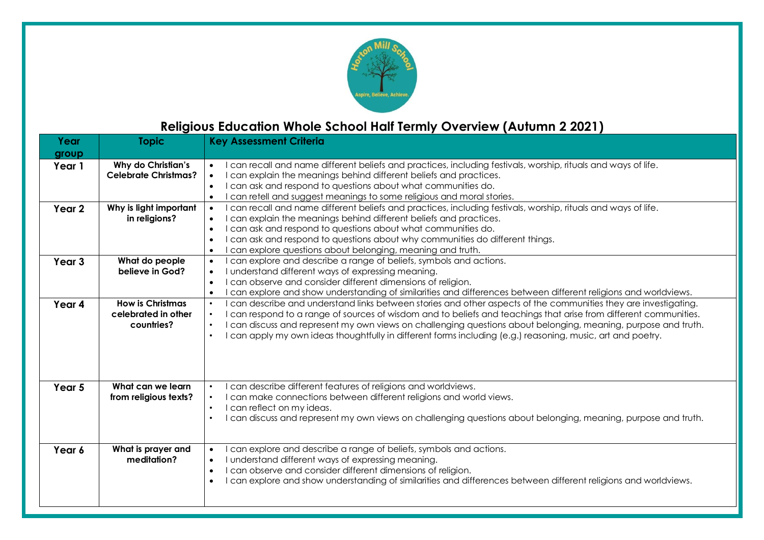# Religious Education Whole School Half Termly Overview (Autumn 2 2021)

| Year group | Topic | Key Assessment Criteria |
|---|---|---|
| Year 1 | Why do Christian's Celebrate Christmas? | • I can recall and name different beliefs and practices, including festivals, worship, rituals and ways of life.<br>• I can explain the meanings behind different beliefs and practices.<br>• I can ask and respond to questions about what communities do.<br>• I can retell and suggest meanings to some religious and moral stories. |
| Year 2 | Why is light important in religions? | • I can recall and name different beliefs and practices, including festivals, worship, rituals and ways of life.<br>• I can explain the meanings behind different beliefs and practices.<br>• I can ask and respond to questions about what communities do.<br>• I can ask and respond to questions about why communities do different things.<br>• I can explore questions about belonging, meaning and truth. |
| Year 3 | What do people believe in God? | • I can explore and describe a range of beliefs, symbols and actions.<br>• I understand different ways of expressing meaning.<br>• I can observe and consider different dimensions of religion.<br>• I can explore and show understanding of similarities and differences between different religions and worldviews. |
| Year 4 | How is Christmas celebrated in other countries? | • I can describe and understand links between stories and other aspects of the communities they are investigating.<br>• I can respond to a range of sources of wisdom and to beliefs and teachings that arise from different communities.<br>• I can discuss and represent my own views on challenging questions about belonging, meaning, purpose and truth.<br>• I can apply my own ideas thoughtfully in different forms including (e.g.) reasoning, music, art and poetry. |
| Year 5 | What can we learn from religious texts? | • I can describe different features of religions and worldviews.<br>• I can make connections between different religions and world views.<br>• I can reflect on my ideas.<br>• I can discuss and represent my own views on challenging questions about belonging, meaning, purpose and truth. |
| Year 6 | What is prayer and meditation? | • I can explore and describe a range of beliefs, symbols and actions.<br>• I understand different ways of expressing meaning.<br>• I can observe and consider different dimensions of religion.<br>• I can explore and show understanding of similarities and differences between different religions and worldviews. |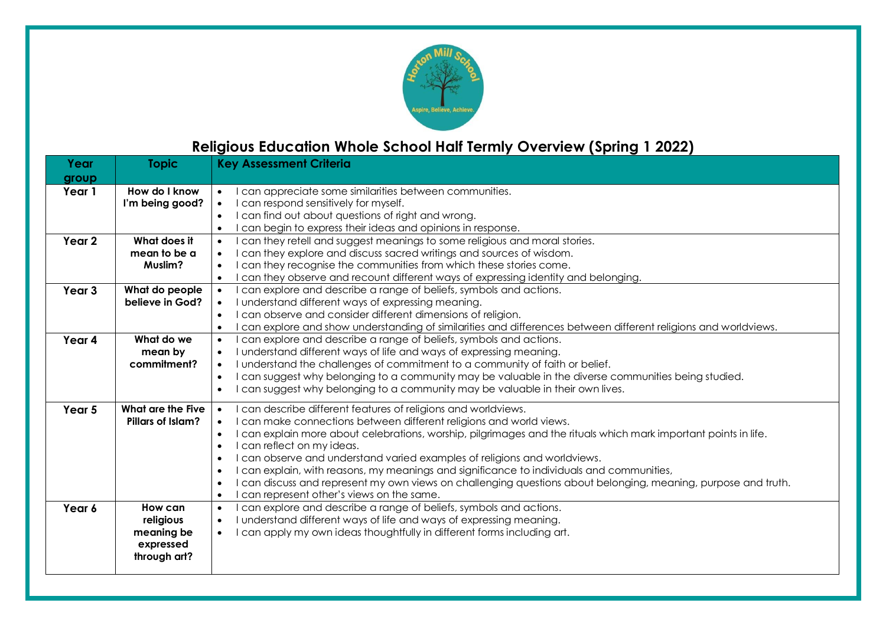# Religious Education Whole School Half Termly Overview (Spring 1 2022)

| Year group | Topic | Key Assessment Criteria |
| --- | --- | --- |
| Year 1 | How do I know I'm being good? | • I can appreciate some similarities between communities.<br>• I can respond sensitively for myself.<br>• I can find out about questions of right and wrong.<br>• I can begin to express their ideas and opinions in response. |
| Year 2 | What does it mean to be a Muslim? | • I can they retell and suggest meanings to some religious and moral stories.<br>• I can they explore and discuss sacred writings and sources of wisdom.<br>• I can they recognise the communities from which these stories come.<br>• I can they observe and recount different ways of expressing identity and belonging. |
| Year 3 | What do people believe in God? | • I can explore and describe a range of beliefs, symbols and actions.<br>• I understand different ways of expressing meaning.<br>• I can observe and consider different dimensions of religion.<br>• I can explore and show understanding of similarities and differences between different religions and worldviews. |
| Year 4 | What do we mean by commitment? | • I can explore and describe a range of beliefs, symbols and actions.<br>• I understand different ways of life and ways of expressing meaning.<br>• I understand the challenges of commitment to a community of faith or belief.<br>• I can suggest why belonging to a community may be valuable in the diverse communities being studied.<br>• I can suggest why belonging to a community may be valuable in their own lives. |
| Year 5 | What are the Five Pillars of Islam? | • I can describe different features of religions and worldviews.<br>• I can make connections between different religions and world views.<br>• I can explain more about celebrations, worship, pilgrimages and the rituals which mark important points in life.<br>• I can reflect on my ideas.<br>• I can observe and understand varied examples of religions and worldviews.<br>• I can explain, with reasons, my meanings and significance to individuals and communities,<br>• I can discuss and represent my own views on challenging questions about belonging, meaning, purpose and truth.<br>• I can represent other's views on the same. |
| Year 6 | How can religious meaning be expressed through art? | • I can explore and describe a range of beliefs, symbols and actions.<br>• I understand different ways of life and ways of expressing meaning.<br>• I can apply my own ideas thoughtfully in different forms including art. |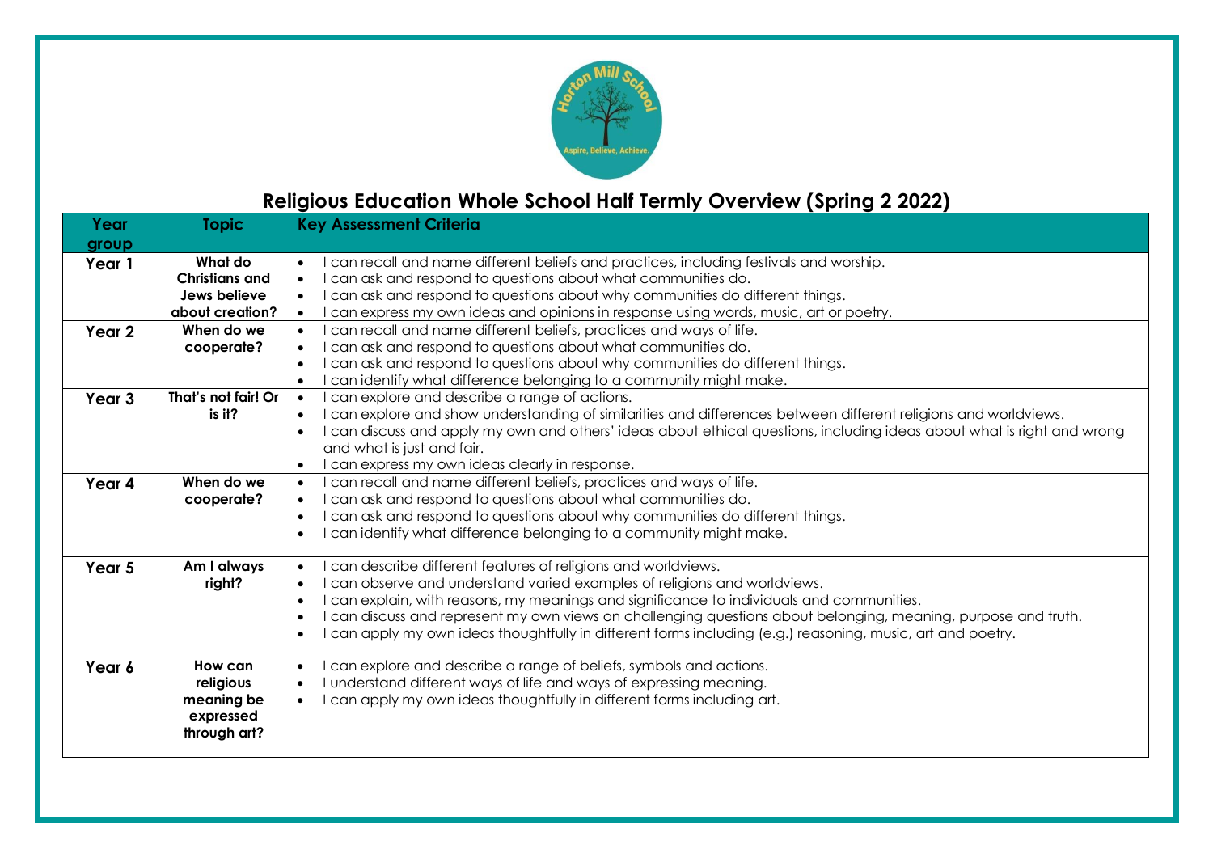# Religious Education Whole School Half Termly Overview (Spring 2 2022)

| Year group | Topic | Key Assessment Criteria |
| --- | --- | --- |
| Year 1 | What do Christians and Jews believe about creation? | • I can recall and name different beliefs and practices, including festivals and worship.<br>• I can ask and respond to questions about what communities do.<br>• I can ask and respond to questions about why communities do different things.<br>• I can express my own ideas and opinions in response using words, music, art or poetry. |
| Year 2 | When do we cooperate? | • I can recall and name different beliefs, practices and ways of life.<br>• I can ask and respond to questions about what communities do.<br>• I can ask and respond to questions about why communities do different things.<br>• I can identify what difference belonging to a community might make. |
| Year 3 | That's not fair! Or is it? | • I can explore and describe a range of actions.<br>• I can explore and show understanding of similarities and differences between different religions and worldviews.<br>• I can discuss and apply my own and others' ideas about ethical questions, including ideas about what is right and wrong and what is just and fair.<br>• I can express my own ideas clearly in response. |
| Year 4 | When do we cooperate? | • I can recall and name different beliefs, practices and ways of life.<br>• I can ask and respond to questions about what communities do.<br>• I can ask and respond to questions about why communities do different things.<br>• I can identify what difference belonging to a community might make. |
| Year 5 | Am I always right? | • I can describe different features of religions and worldviews.<br>• I can observe and understand varied examples of religions and worldviews.<br>• I can explain, with reasons, my meanings and significance to individuals and communities.<br>• I can discuss and represent my own views on challenging questions about belonging, meaning, purpose and truth.<br>• I can apply my own ideas thoughtfully in different forms including (e.g.) reasoning, music, art and poetry. |
| Year 6 | How can religious meaning be expressed through art? | • I can explore and describe a range of beliefs, symbols and actions.<br>• I understand different ways of life and ways of expressing meaning.<br>• I can apply my own ideas thoughtfully in different forms including art. |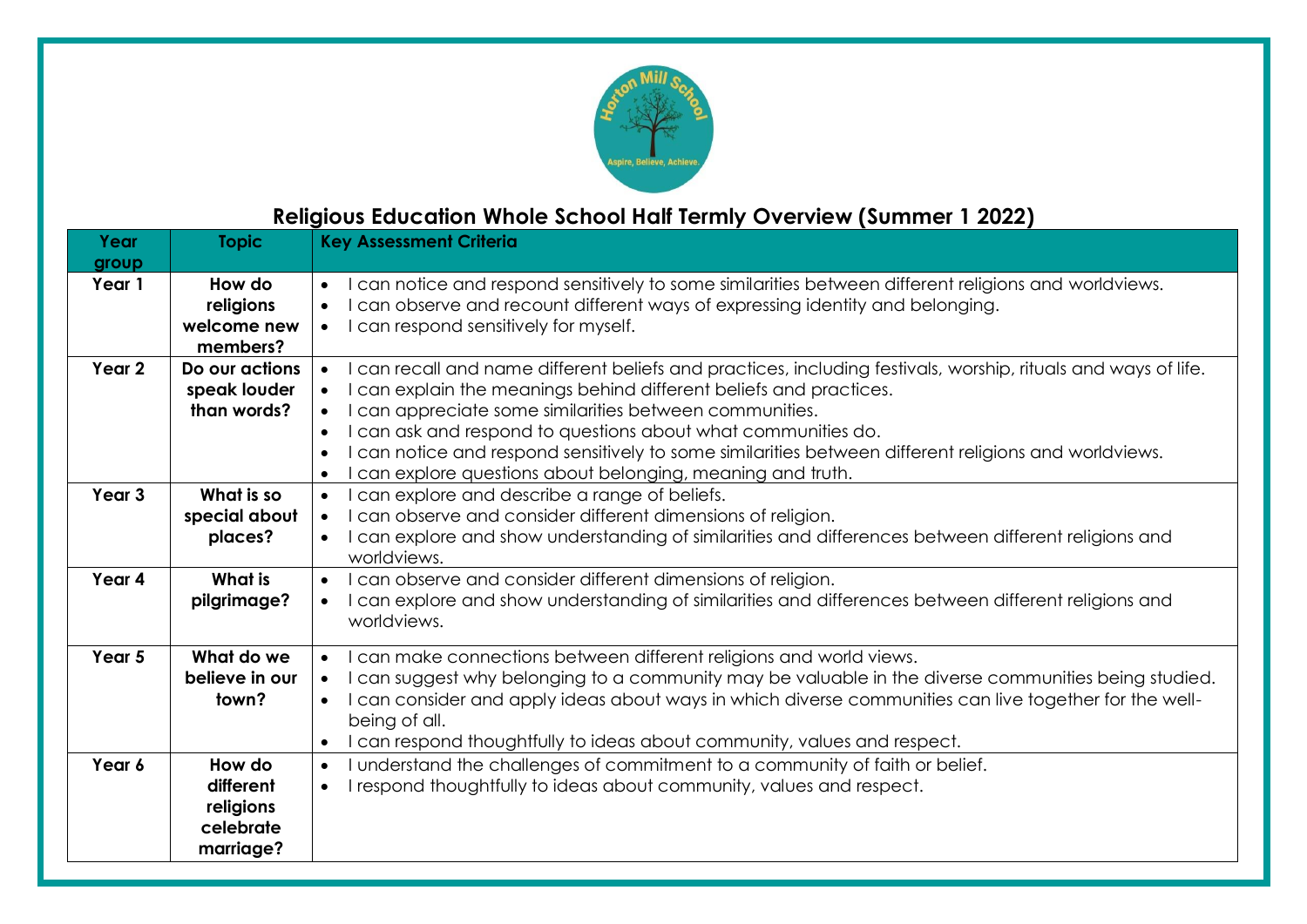## Religious Education Whole School Half Termly Overview (Summer 1 2022)

| Year group | Topic | Key Assessment Criteria |
|---|---|---|
| **Year 1** | **How do religions welcome new members?** | • I can notice and respond sensitively to some similarities between different religions and worldviews.<br>• I can observe and recount different ways of expressing identity and belonging.<br>• I can respond sensitively for myself. |
| **Year 2** | **Do our actions speak louder than words?** | • I can recall and name different beliefs and practices, including festivals, worship, rituals and ways of life.<br>• I can explain the meanings behind different beliefs and practices.<br>• I can appreciate some similarities between communities.<br>• I can ask and respond to questions about what communities do.<br>• I can notice and respond sensitively to some similarities between different religions and worldviews.<br>• I can explore questions about belonging, meaning and truth. |
| **Year 3** | **What is so special about places?** | • I can explore and describe a range of beliefs.<br>• I can observe and consider different dimensions of religion.<br>• I can explore and show understanding of similarities and differences between different religions and worldviews. |
| **Year 4** | **What is pilgrimage?** | • I can observe and consider different dimensions of religion.<br>• I can explore and show understanding of similarities and differences between different religions and worldviews. |
| **Year 5** | **What do we believe in our town?** | • I can make connections between different religions and world views.<br>• I can suggest why belonging to a community may be valuable in the diverse communities being studied.<br>• I can consider and apply ideas about ways in which diverse communities can live together for the well-being of all.<br>• I can respond thoughtfully to ideas about community, values and respect. |
| **Year 6** | **How do different religions celebrate marriage?** | • I understand the challenges of commitment to a community of faith or belief.<br>• I respond thoughtfully to ideas about community, values and respect. |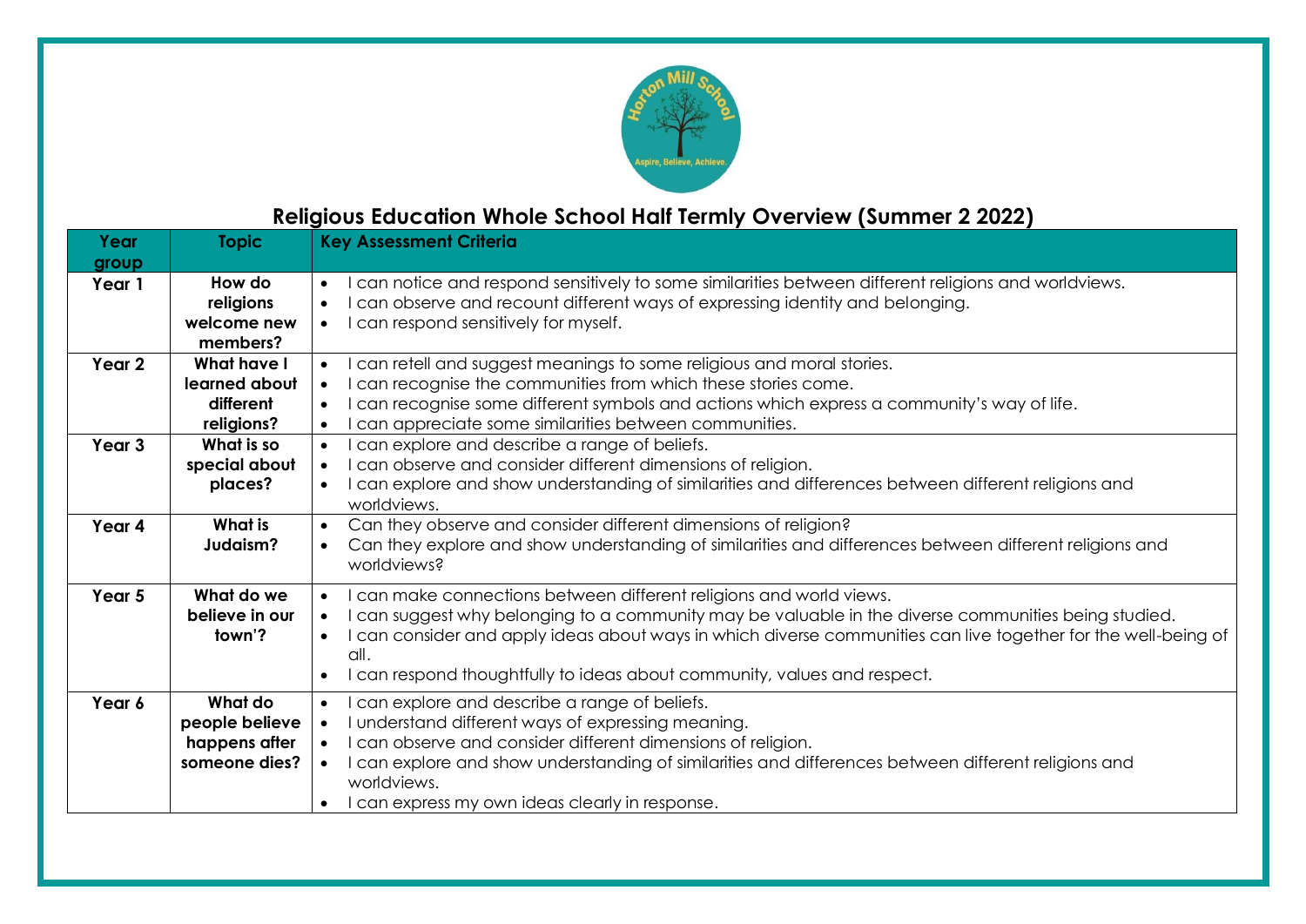# Religious Education Whole School Half Termly Overview (Summer 2 2022)

| Year group | Topic | Key Assessment Criteria |
|---|---|---|
| Year 1 | How do religions welcome new members? | • I can notice and respond sensitively to some similarities between different religions and worldviews.<br>• I can observe and recount different ways of expressing identity and belonging.<br>• I can respond sensitively for myself. |
| Year 2 | What have I learned about different religions? | • I can retell and suggest meanings to some religious and moral stories.<br>• I can recognise the communities from which these stories come.<br>• I can recognise some different symbols and actions which express a community's way of life.<br>• I can appreciate some similarities between communities. |
| Year 3 | What is so special about places? | • I can explore and describe a range of beliefs.<br>• I can observe and consider different dimensions of religion.<br>• I can explore and show understanding of similarities and differences between different religions and worldviews. |
| Year 4 | What is Judaism? | • Can they observe and consider different dimensions of religion?<br>• Can they explore and show understanding of similarities and differences between different religions and worldviews? |
| Year 5 | What do we believe in our town'? | • I can make connections between different religions and world views.<br>• I can suggest why belonging to a community may be valuable in the diverse communities being studied.<br>• I can consider and apply ideas about ways in which diverse communities can live together for the well-being of all.<br>• I can respond thoughtfully to ideas about community, values and respect. |
| Year 6 | What do people believe happens after someone dies? | • I can explore and describe a range of beliefs.<br>• I understand different ways of expressing meaning.<br>• I can observe and consider different dimensions of religion.<br>• I can explore and show understanding of similarities and differences between different religions and worldviews.<br>• I can express my own ideas clearly in response. |